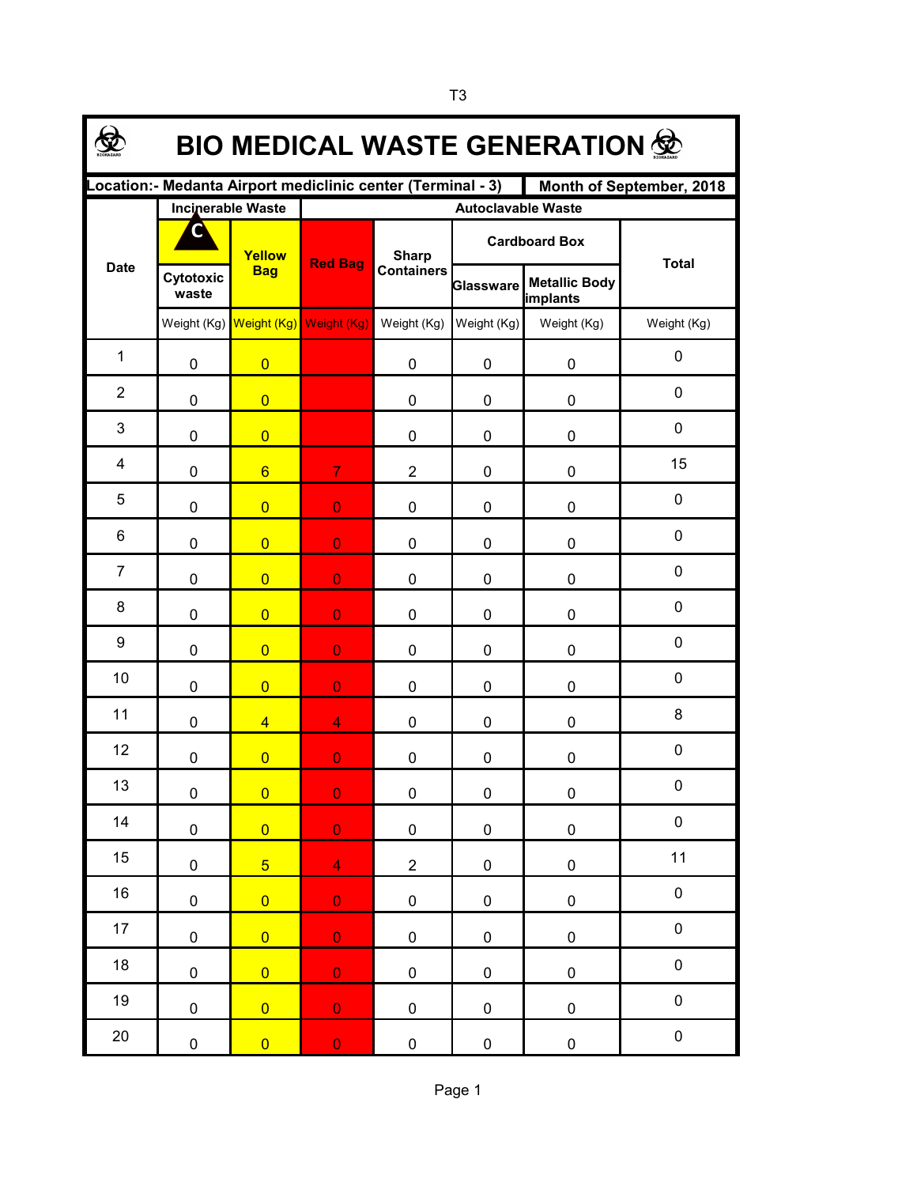# BIO MEDICAL WASTE GENERATION

**Location:- Medanta Airport mediclinic center (Terminal - 3)** | **Month of September, 2018**

| Date | Incinerable Waste | | Autoclavable Waste | | | | Total |
|---|---|---|---|---|---|---|---|
| | C Cytotoxic waste | Yellow Bag | Red Bag | Sharp Containers | Cardboard Box: Glassware | Cardboard Box: Metallic Body implants | Total |
| | Weight (Kg) | Weight (Kg) | Weight (Kg) | Weight (Kg) | Weight (Kg) | Weight (Kg) | Weight (Kg) |
| 1 | 0 | 0 | | 0 | 0 | 0 | 0 |
| 2 | 0 | 0 | | 0 | 0 | 0 | 0 |
| 3 | 0 | 0 | | 0 | 0 | 0 | 0 |
| 4 | 0 | 6 | 7 | 2 | 0 | 0 | 15 |
| 5 | 0 | 0 | 0 | 0 | 0 | 0 | 0 |
| 6 | 0 | 0 | 0 | 0 | 0 | 0 | 0 |
| 7 | 0 | 0 | 0 | 0 | 0 | 0 | 0 |
| 8 | 0 | 0 | 0 | 0 | 0 | 0 | 0 |
| 9 | 0 | 0 | 0 | 0 | 0 | 0 | 0 |
| 10 | 0 | 0 | 0 | 0 | 0 | 0 | 0 |
| 11 | 0 | 4 | 4 | 0 | 0 | 0 | 8 |
| 12 | 0 | 0 | 0 | 0 | 0 | 0 | 0 |
| 13 | 0 | 0 | 0 | 0 | 0 | 0 | 0 |
| 14 | 0 | 0 | 0 | 0 | 0 | 0 | 0 |
| 15 | 0 | 5 | 4 | 2 | 0 | 0 | 11 |
| 16 | 0 | 0 | 0 | 0 | 0 | 0 | 0 |
| 17 | 0 | 0 | 0 | 0 | 0 | 0 | 0 |
| 18 | 0 | 0 | 0 | 0 | 0 | 0 | 0 |
| 19 | 0 | 0 | 0 | 0 | 0 | 0 | 0 |
| 20 | 0 | 0 | 0 | 0 | 0 | 0 | 0 |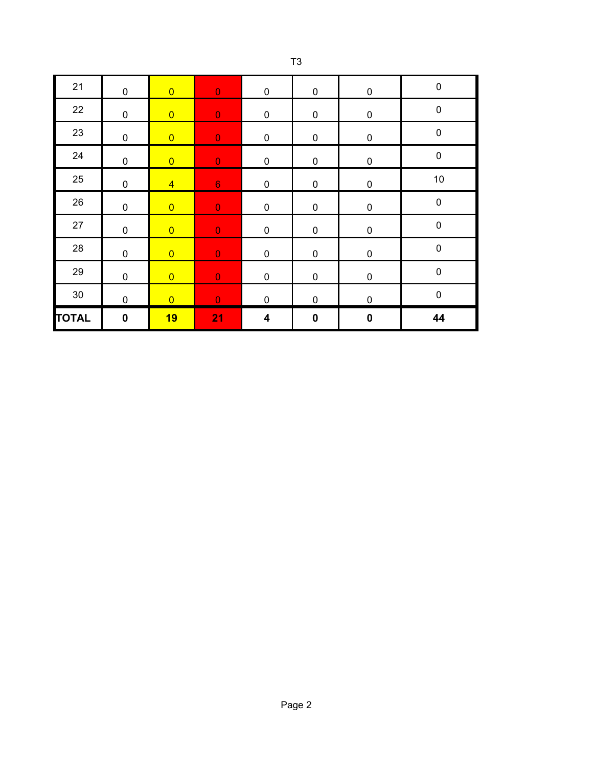T3

| | | | | | | | |
|---|---|---|---|---|---|---|---|
| 21 | 0 | 0 | 0 | 0 | 0 | 0 | 0 |
| 22 | 0 | 0 | 0 | 0 | 0 | 0 | 0 |
| 23 | 0 | 0 | 0 | 0 | 0 | 0 | 0 |
| 24 | 0 | 0 | 0 | 0 | 0 | 0 | 0 |
| 25 | 0 | 4 | 6 | 0 | 0 | 0 | 10 |
| 26 | 0 | 0 | 0 | 0 | 0 | 0 | 0 |
| 27 | 0 | 0 | 0 | 0 | 0 | 0 | 0 |
| 28 | 0 | 0 | 0 | 0 | 0 | 0 | 0 |
| 29 | 0 | 0 | 0 | 0 | 0 | 0 | 0 |
| 30 | 0 | 0 | 0 | 0 | 0 | 0 | 0 |
| **TOTAL** | **0** | **19** | **21** | **4** | **0** | **0** | **44** |